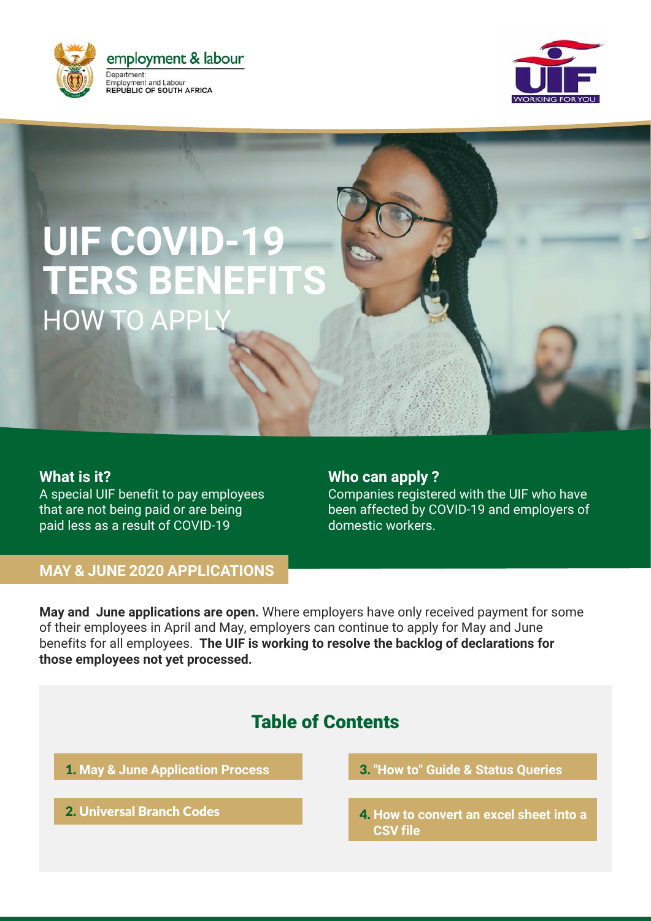employment & labour

Department:
Employment and Labour
REPUBLIC OF SOUTH AFRICA

UIF WORKING FOR YOU

# UIF COVID-19 TERS BENEFITS
## HOW TO APPLY

### What is it?

A special UIF benefit to pay employees that are not being paid or are being paid less as a result of COVID-19

### Who can apply ?

Companies registered with the UIF who have been affected by COVID-19 and employers of domestic workers.

## MAY & JUNE 2020 APPLICATIONS

**May and June applications are open.** Where employers have only received payment for some of their employees in April and May, employers can continue to apply for May and June benefits for all employees. **The UIF is working to resolve the backlog of declarations for those employees not yet processed.**

## Table of Contents

1. May & June Application Process
2. Universal Branch Codes
3. "How to" Guide & Status Queries
4. How to convert an excel sheet into a CSV file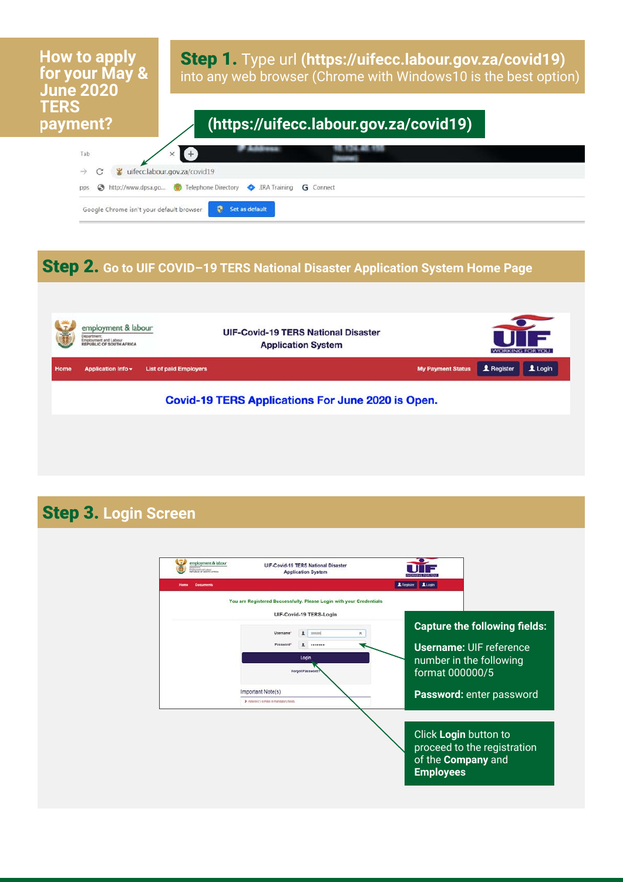# How to apply for your May & June 2020 TERS payment?

## Step 1. Type url (https://uifecc.labour.gov.za/covid19) into any web browser (Chrome with Windows10 is the best option)

(https://uifecc.labour.gov.za/covid19)

Tab

uifecc.labour.gov.za/covid19

pps http://www.dpsa.go... Telephone Directory JIRA Training Connect

Google Chrome isn't your default browser Set as default

## Step 2. Go to UIF COVID–19 TERS National Disaster Application System Home Page

employment & labour
Department: Employment and Labour
REPUBLIC OF SOUTH AFRICA

UIF-Covid-19 TERS National Disaster Application System

UIF WORKING FOR YOU

Home Application Info List of paid Employers My Payment Status Register Login

Covid-19 TERS Applications For June 2020 is Open.

## Step 3. Login Screen

UIF-Covid-19 TERS National Disaster Application System

Home Documents Register Login

You are Registered Successfully. Please Login with your Credentials

UIF-Covid-19 TERS-Login

Username*

Password*

Login

Forgot Password?

Important Note(s)

**Capture the following fields:**

**Username:** UIF reference number in the following format 000000/5

**Password:** enter password

Click **Login** button to proceed to the registration of the **Company** and **Employees**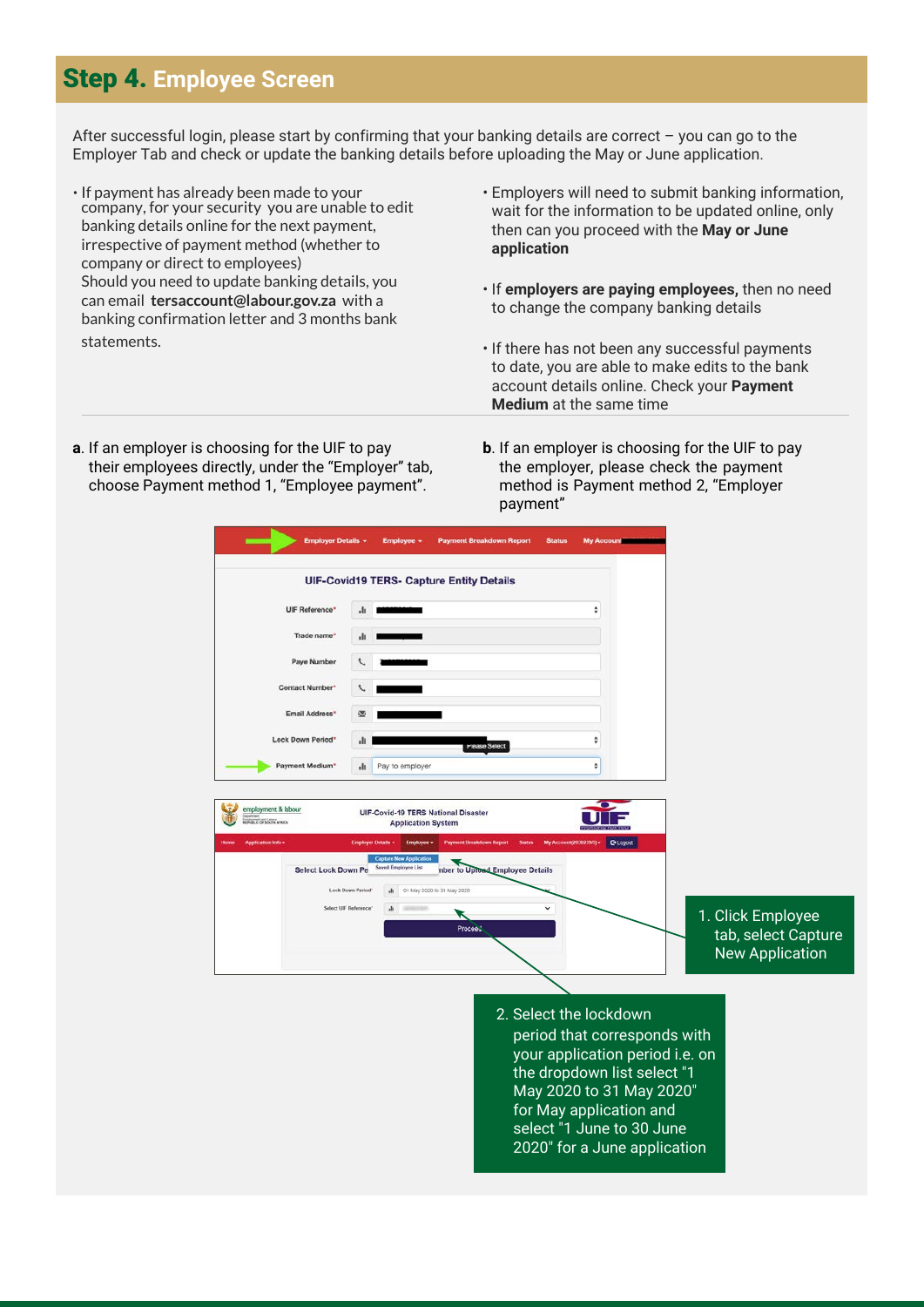## Step 4. Employee Screen

After successful login, please start by confirming that your banking details are correct – you can go to the Employer Tab and check or update the banking details before uploading the May or June application.

- If payment has already been made to your company, for your security you are unable to edit banking details online for the next payment, irrespective of payment method (whether to company or direct to employees)
  Should you need to update banking details, you can email **tersaccount@labour.gov.za** with a banking confirmation letter and 3 months bank statements.

- Employers will need to submit banking information, wait for the information to be updated online, only then can you proceed with the **May or June application**
- If **employers are paying employees,** then no need to change the company banking details
- If there has not been any successful payments to date, you are able to make edits to the bank account details online. Check your **Payment Medium** at the same time

**a**. If an employer is choosing for the UIF to pay their employees directly, under the "Employer" tab, choose Payment method 1, "Employee payment".

**b**. If an employer is choosing for the UIF to pay the employer, please check the payment method is Payment method 2, "Employer payment"

1. Click Employee tab, select Capture New Application

2. Select the lockdown period that corresponds with your application period i.e. on the dropdown list select "1 May 2020 to 31 May 2020" for May application and select "1 June to 30 June 2020" for a June application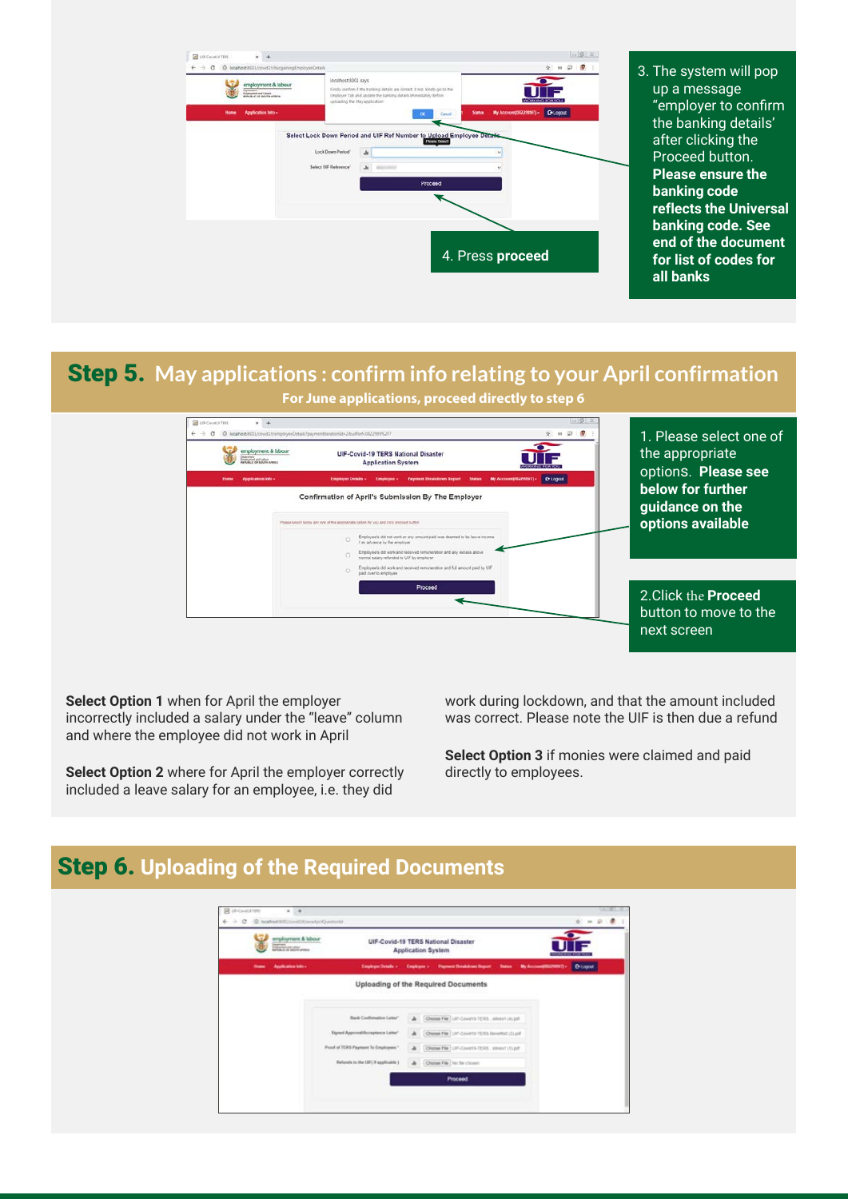3. The system will pop up a message "employer to confirm the banking details' after clicking the Proceed button. **Please ensure the banking code reflects the Universal banking code. See end of the document for list of codes for all banks**

4. Press **proceed**

## Step 5. May applications : confirm info relating to your April confirmation

**For June applications, proceed directly to step 6**

1. Please select one of the appropriate options. **Please see below for further guidance on the options available**

2. Click the **Proceed** button to move to the next screen

**Select Option 1** when for April the employer incorrectly included a salary under the "leave" column and where the employee did not work in April

**Select Option 2** where for April the employer correctly included a leave salary for an employee, i.e. they did work during lockdown, and that the amount included was correct. Please note the UIF is then due a refund

**Select Option 3** if monies were claimed and paid directly to employees.

## Step 6. Uploading of the Required Documents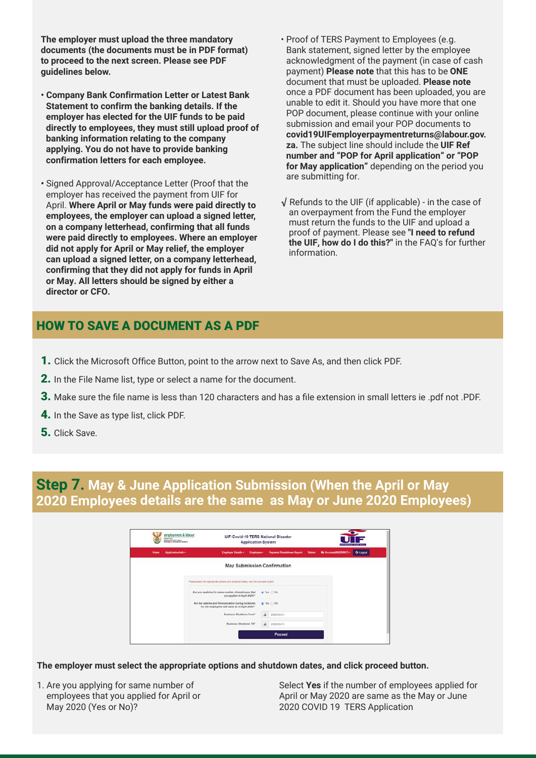**The employer must upload the three mandatory documents (the documents must be in PDF format) to proceed to the next screen. Please see PDF guidelines below.**

- **Company Bank Confirmation Letter or Latest Bank Statement to confirm the banking details. If the employer has elected for the UIF funds to be paid directly to employees, they must still upload proof of banking information relating to the company applying. You do not have to provide banking confirmation letters for each employee.**

- Signed Approval/Acceptance Letter (Proof that the employer has received the payment from UIF for April. **Where April or May funds were paid directly to employees, the employer can upload a signed letter, on a company letterhead, confirming that all funds were paid directly to employees. Where an employer did not apply for April or May relief, the employer can upload a signed letter, on a company letterhead, confirming that they did not apply for funds in April or May. All letters should be signed by either a director or CFO.**

- Proof of TERS Payment to Employees (e.g. Bank statement, signed letter by the employee acknowledgment of the payment (in case of cash payment) **Please note** that this has to be **ONE** document that must be uploaded. **Please note** once a PDF document has been uploaded, you are unable to edit it. Should you have more that one POP document, please continue with your online submission and email your POP documents to **covid19UIFemployerpaymentreturns@labour.gov.za.** The subject line should include the **UIF Ref number and "POP for April application" or "POP for May application"** depending on the period you are submitting for.

√ Refunds to the UIF (if applicable) - in the case of an overpayment from the Fund the employer must return the funds to the UIF and upload a proof of payment. Please see **"I need to refund the UIF, how do I do this?"** in the FAQ's for further information.

## HOW TO SAVE A DOCUMENT AS A PDF

1. Click the Microsoft Office Button, point to the arrow next to Save As, and then click PDF.
2. In the File Name list, type or select a name for the document.
3. Make sure the file name is less than 120 characters and has a file extension in small letters ie .pdf not .PDF.
4. In the Save as type list, click PDF.
5. Click Save.

## Step 7. May & June Application Submission (When the April or May 2020 Employees details are the same as May or June 2020 Employees)

**The employer must select the appropriate options and shutdown dates, and click proceed button.**

1. Are you applying for same number of employees that you applied for April or May 2020 (Yes or No)?

Select **Yes** if the number of employees applied for April or May 2020 are same as the May or June 2020 COVID 19 TERS Application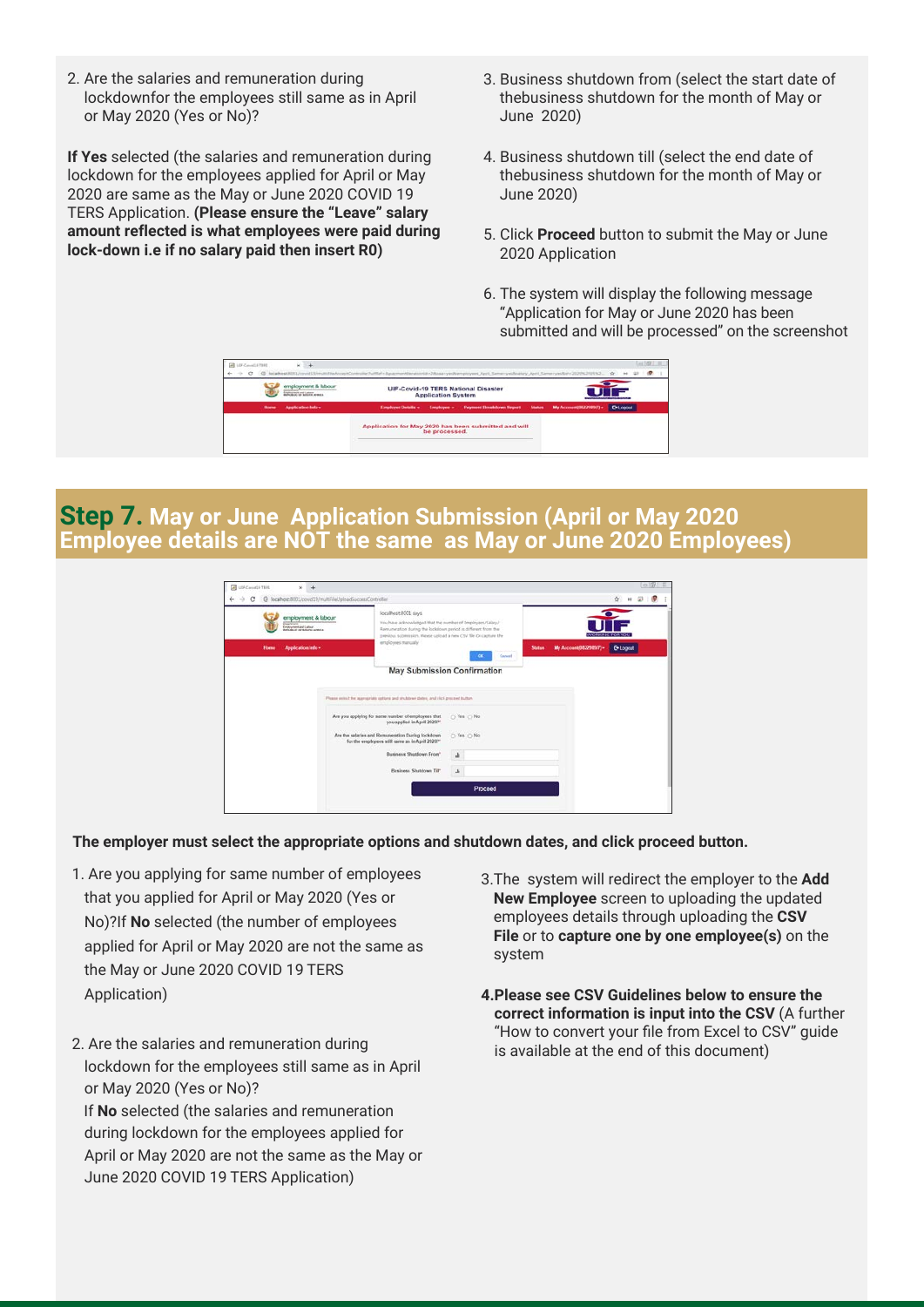2. Are the salaries and remuneration during lockdownfor the employees still same as in April or May 2020 (Yes or No)?

**If Yes** selected (the salaries and remuneration during lockdown for the employees applied for April or May 2020 are same as the May or June 2020 COVID 19 TERS Application. **(Please ensure the "Leave" salary amount reflected is what employees were paid during lock-down i.e if no salary paid then insert R0)**

3. Business shutdown from (select the start date of thebusiness shutdown for the month of May or June 2020)

4. Business shutdown till (select the end date of thebusiness shutdown for the month of May or June 2020)

5. Click **Proceed** button to submit the May or June 2020 Application

6. The system will display the following message "Application for May or June 2020 has been submitted and will be processed" on the screenshot

## Step 7. May or June Application Submission (April or May 2020 Employee details are NOT the same as May or June 2020 Employees)

**The employer must select the appropriate options and shutdown dates, and click proceed button.**

1. Are you applying for same number of employees that you applied for April or May 2020 (Yes or No)?If **No** selected (the number of employees applied for April or May 2020 are not the same as the May or June 2020 COVID 19 TERS Application)

2. Are the salaries and remuneration during lockdown for the employees still same as in April or May 2020 (Yes or No)?
   If **No** selected (the salaries and remuneration during lockdown for the employees applied for April or May 2020 are not the same as the May or June 2020 COVID 19 TERS Application)

3. The system will redirect the employer to the **Add New Employee** screen to uploading the updated employees details through uploading the **CSV File** or to **capture one by one employee(s)** on the system

4. **Please see CSV Guidelines below to ensure the correct information is input into the CSV** (A further "How to convert your file from Excel to CSV" guide is available at the end of this document)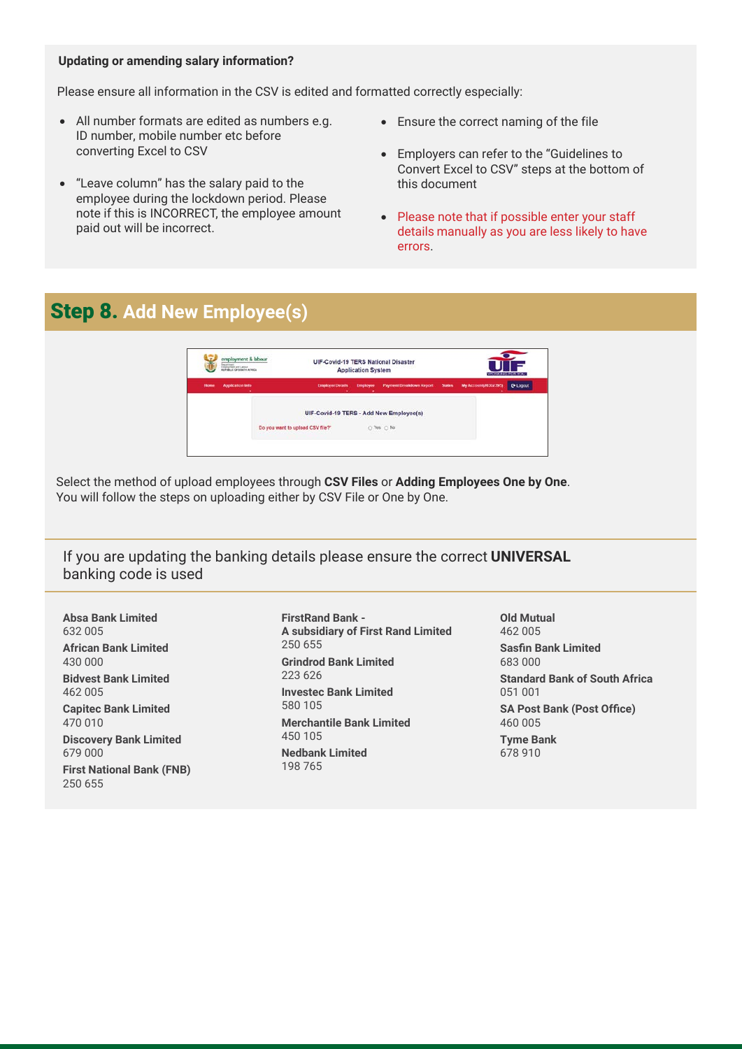**Updating or amending salary information?**

Please ensure all information in the CSV is edited and formatted correctly especially:

- All number formats are edited as numbers e.g. ID number, mobile number etc before converting Excel to CSV
- "Leave column" has the salary paid to the employee during the lockdown period. Please note if this is INCORRECT, the employee amount paid out will be incorrect.
- Ensure the correct naming of the file
- Employers can refer to the "Guidelines to Convert Excel to CSV" steps at the bottom of this document
- Please note that if possible enter your staff details manually as you are less likely to have errors.

## Step 8. Add New Employee(s)

Select the method of upload employees through **CSV Files** or **Adding Employees One by One**.
You will follow the steps on uploading either by CSV File or One by One.

If you are updating the banking details please ensure the correct **UNIVERSAL** banking code is used

**Absa Bank Limited**
632 005

**African Bank Limited**
430 000

**Bidvest Bank Limited**
462 005

**Capitec Bank Limited**
470 010

**Discovery Bank Limited**
679 000

**First National Bank (FNB)**
250 655

**FirstRand Bank - A subsidiary of First Rand Limited**
250 655

**Grindrod Bank Limited**
223 626

**Investec Bank Limited**
580 105

**Merchantile Bank Limited**
450 105

**Nedbank Limited**
198 765

**Old Mutual**
462 005

**Sasfin Bank Limited**
683 000

**Standard Bank of South Africa**
051 001

**SA Post Bank (Post Office)**
460 005

**Tyme Bank**
678 910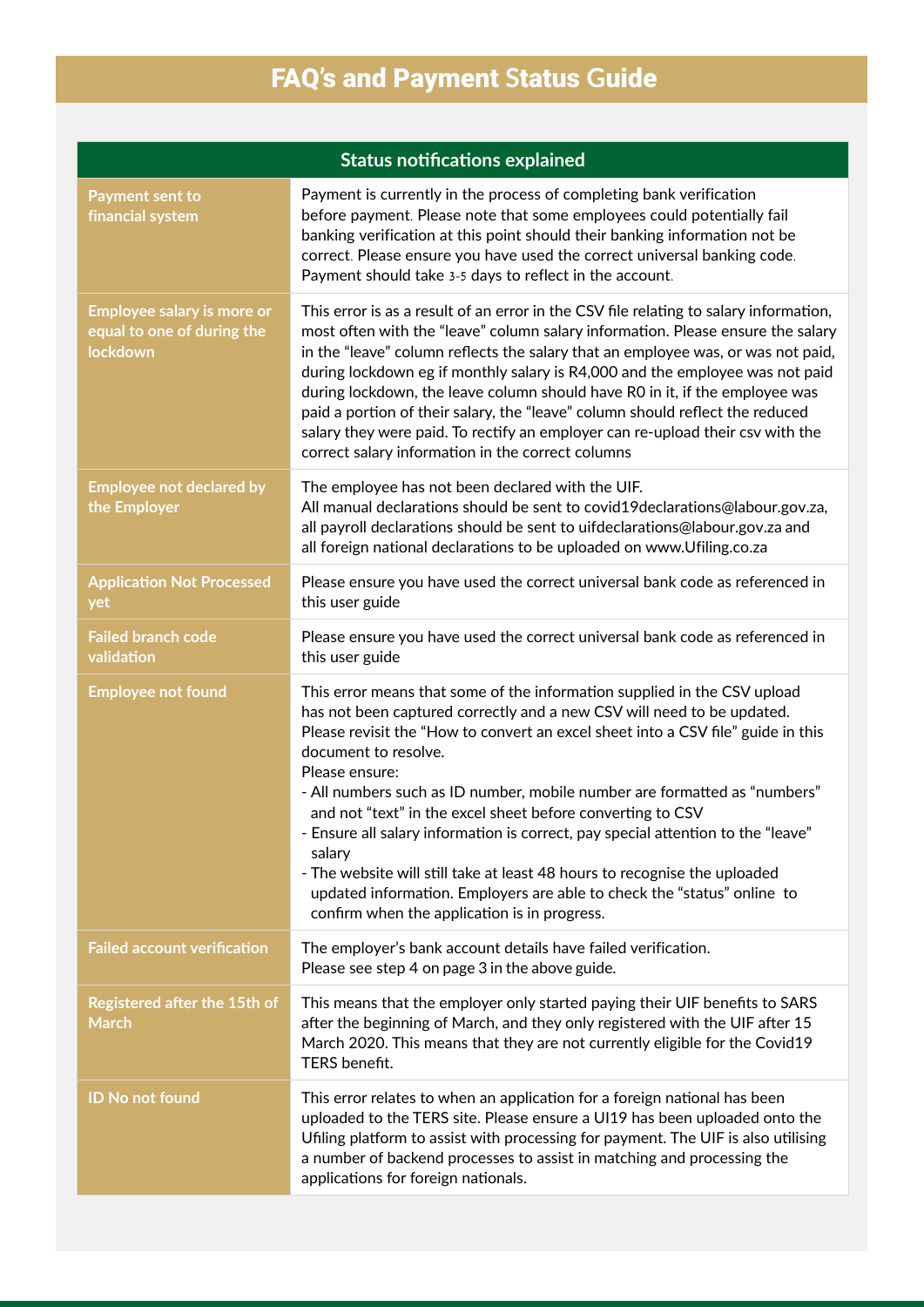# FAQ's and Payment Status Guide

| Status notifications explained | |
|---|---|
| Payment sent to financial system | Payment is currently in the process of completing bank verification before payment. Please note that some employees could potentially fail banking verification at this point should their banking information not be correct. Please ensure you have used the correct universal banking code. Payment should take 3-5 days to reflect in the account. |
| Employee salary is more or equal to one of during the lockdown | This error is as a result of an error in the CSV file relating to salary information, most often with the "leave" column salary information. Please ensure the salary in the "leave" column reflects the salary that an employee was, or was not paid, during lockdown eg if monthly salary is R4,000 and the employee was not paid during lockdown, the leave column should have R0 in it, if the employee was paid a portion of their salary, the "leave" column should reflect the reduced salary they were paid. To rectify an employer can re-upload their csv with the correct salary information in the correct columns |
| Employee not declared by the Employer | The employee has not been declared with the UIF.<br>All manual declarations should be sent to covid19declarations@labour.gov.za, all payroll declarations should be sent to uifdeclarations@labour.gov.za and all foreign national declarations to be uploaded on www.Ufiling.co.za |
| Application Not Processed yet | Please ensure you have used the correct universal bank code as referenced in this user guide |
| Failed branch code validation | Please ensure you have used the correct universal bank code as referenced in this user guide |
| Employee not found | This error means that some of the information supplied in the CSV upload has not been captured correctly and a new CSV will need to be updated. Please revisit the "How to convert an excel sheet into a CSV file" guide in this document to resolve.<br>Please ensure:<br>- All numbers such as ID number, mobile number are formatted as "numbers" and not "text" in the excel sheet before converting to CSV<br>- Ensure all salary information is correct, pay special attention to the "leave" salary<br>- The website will still take at least 48 hours to recognise the uploaded updated information. Employers are able to check the "status" online to confirm when the application is in progress. |
| Failed account verification | The employer's bank account details have failed verification.<br>Please see step 4 on page 3 in the above guide. |
| Registered after the 15th of March | This means that the employer only started paying their UIF benefits to SARS after the beginning of March, and they only registered with the UIF after 15 March 2020. This means that they are not currently eligible for the Covid19 TERS benefit. |
| ID No not found | This error relates to when an application for a foreign national has been uploaded to the TERS site. Please ensure a UI19 has been uploaded onto the Ufiling platform to assist with processing for payment. The UIF is also utilising a number of backend processes to assist in matching and processing the applications for foreign nationals. |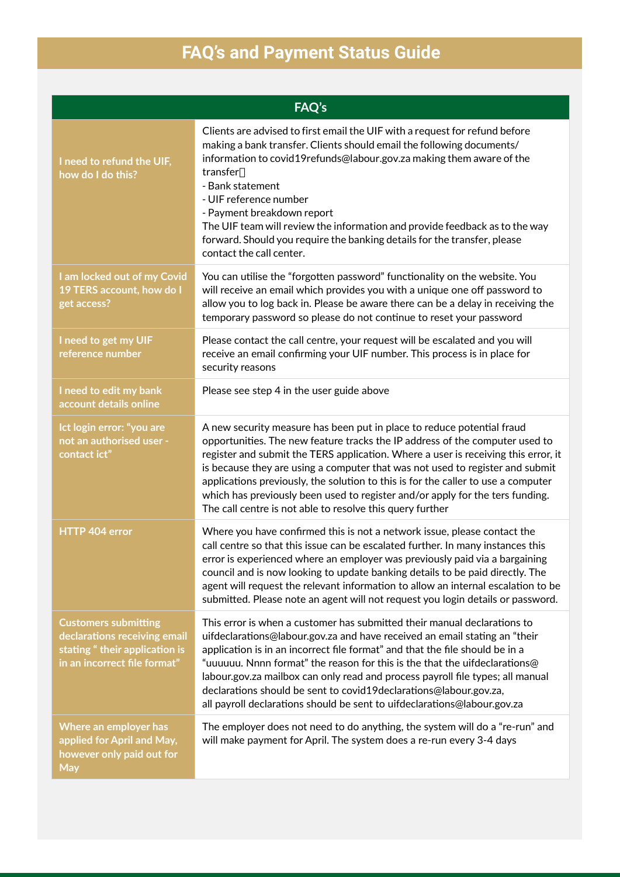# FAQ's and Payment Status Guide

| FAQ's | |
|---|---|
| I need to refund the UIF, how do I do this? | Clients are advised to first email the UIF with a request for refund before making a bank transfer. Clients should email the following documents/ information to covid19refunds@labour.gov.za making them aware of the transfer<br>- Bank statement<br>- UIF reference number<br>- Payment breakdown report<br>The UIF team will review the information and provide feedback as to the way forward. Should you require the banking details for the transfer, please contact the call center. |
| I am locked out of my Covid 19 TERS account, how do I get access? | You can utilise the "forgotten password" functionality on the website. You will receive an email which provides you with a unique one off password to allow you to log back in. Please be aware there can be a delay in receiving the temporary password so please do not continue to reset your password |
| I need to get my UIF reference number | Please contact the call centre, your request will be escalated and you will receive an email confirming your UIF number. This process is in place for security reasons |
| I need to edit my bank account details online | Please see step 4 in the user guide above |
| Ict login error: "you are not an authorised user - contact ict" | A new security measure has been put in place to reduce potential fraud opportunities. The new feature tracks the IP address of the computer used to register and submit the TERS application. Where a user is receiving this error, it is because they are using a computer that was not used to register and submit applications previously, the solution to this is for the caller to use a computer which has previously been used to register and/or apply for the ters funding. The call centre is not able to resolve this query further |
| HTTP 404 error | Where you have confirmed this is not a network issue, please contact the call centre so that this issue can be escalated further. In many instances this error is experienced where an employer was previously paid via a bargaining council and is now looking to update banking details to be paid directly. The agent will request the relevant information to allow an internal escalation to be submitted. Please note an agent will not request you login details or password. |
| Customers submitting declarations receiving email stating " their application is in an incorrect file format" | This error is when a customer has submitted their manual declarations to uifdeclarations@labour.gov.za and have received an email stating an "their application is in an incorrect file format" and that the file should be in a "uuuuuu. Nnnn format" the reason for this is the that the uifdeclarations@labour.gov.za mailbox can only read and process payroll file types; all manual declarations should be sent to covid19declarations@labour.gov.za,<br>all payroll declarations should be sent to uifdeclarations@labour.gov.za |
| Where an employer has applied for April and May, however only paid out for May | The employer does not need to do anything, the system will do a "re-run" and will make payment for April. The system does a re-run every 3-4 days |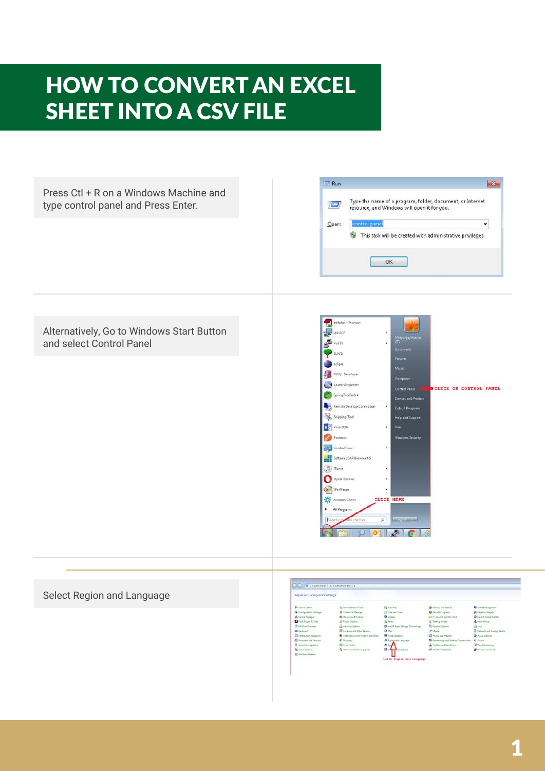# HOW TO CONVERT AN EXCEL SHEET INTO A CSV FILE

Press Ctl + R on a Windows Machine and type control panel and Press Enter.

Alternatively, Go to Windows Start Button and select Control Panel

Select Region and Language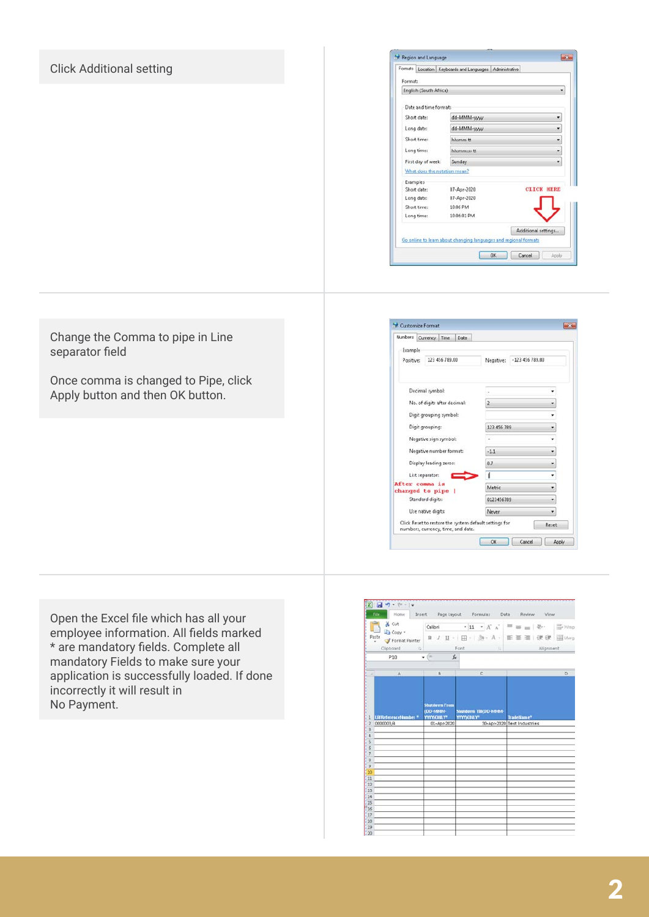Click Additional setting

Change the Comma to pipe in Line separator field

Once comma is changed to Pipe, click Apply button and then OK button.

Open the Excel file which has all your employee information. All fields marked * are mandatory fields. Complete all mandatory Fields to make sure your application is successfully loaded. If done incorrectly it will result in
No Payment.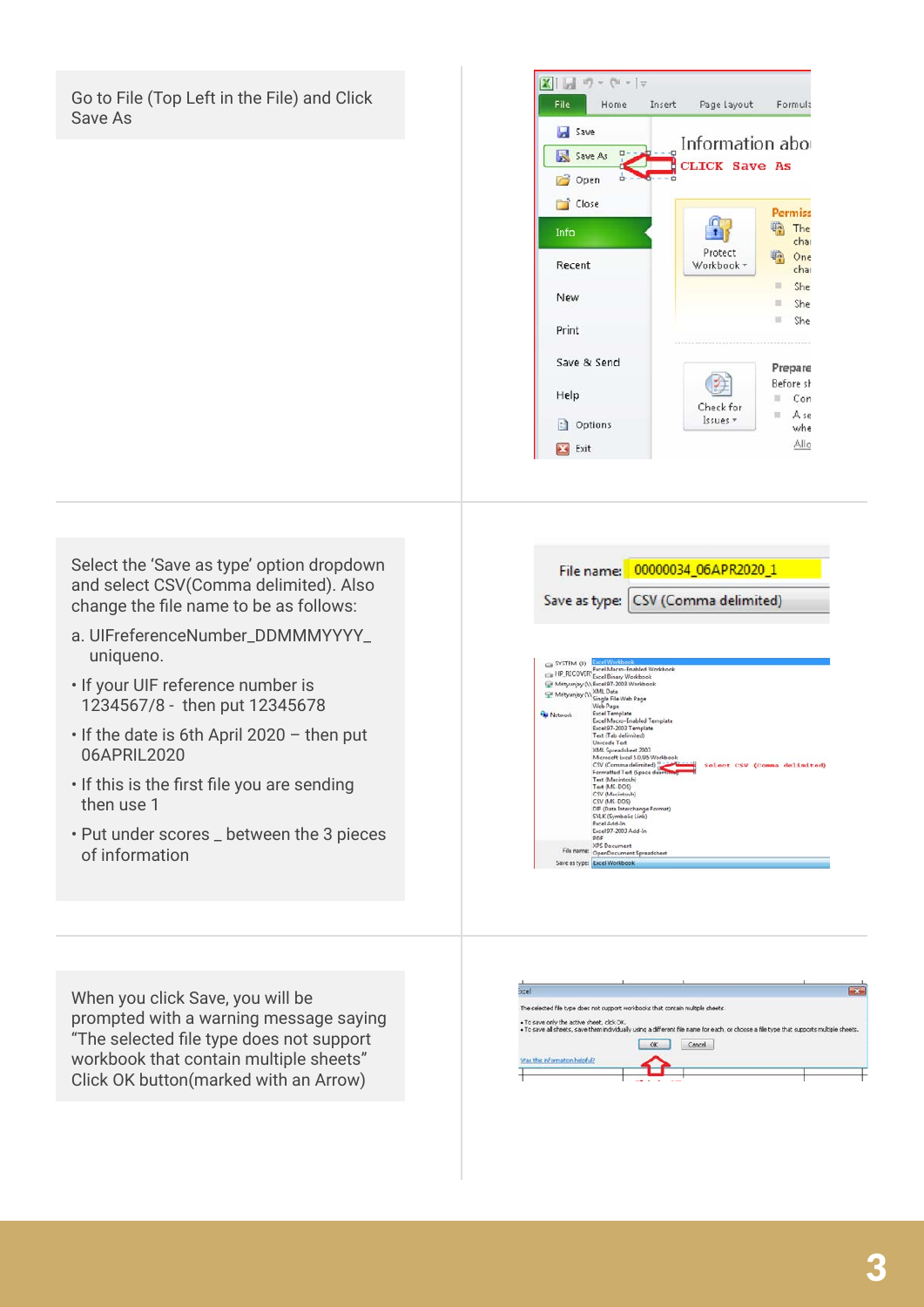Go to File (Top Left in the File) and Click Save As

Select the 'Save as type' option dropdown and select CSV(Comma delimited). Also change the file name to be as follows:

a. UIFreferenceNumber_DDMMMYYYY_uniqueno.

- If your UIF reference number is 1234567/8 - then put 12345678
- If the date is 6th April 2020 – then put 06APRIL2020
- If this is the first file you are sending then use 1
- Put under scores _ between the 3 pieces of information

When you click Save, you will be prompted with a warning message saying "The selected file type does not support workbook that contain multiple sheets" Click OK button(marked with an Arrow)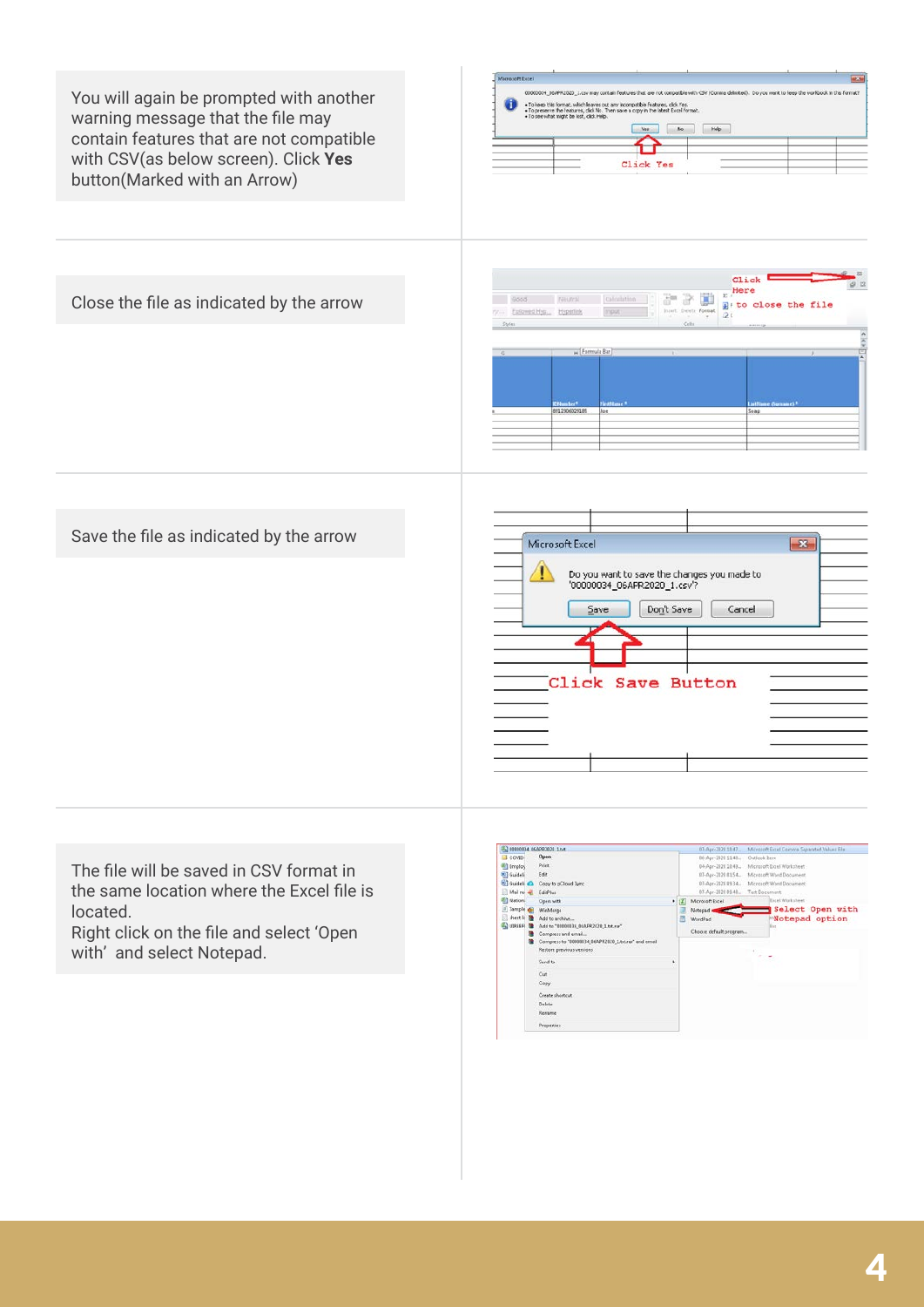You will again be prompted with another warning message that the file may contain features that are not compatible with CSV(as below screen). Click **Yes** button(Marked with an Arrow)

Close the file as indicated by the arrow

Save the file as indicated by the arrow

The file will be saved in CSV format in the same location where the Excel file is located.
Right click on the file and select 'Open with' and select Notepad.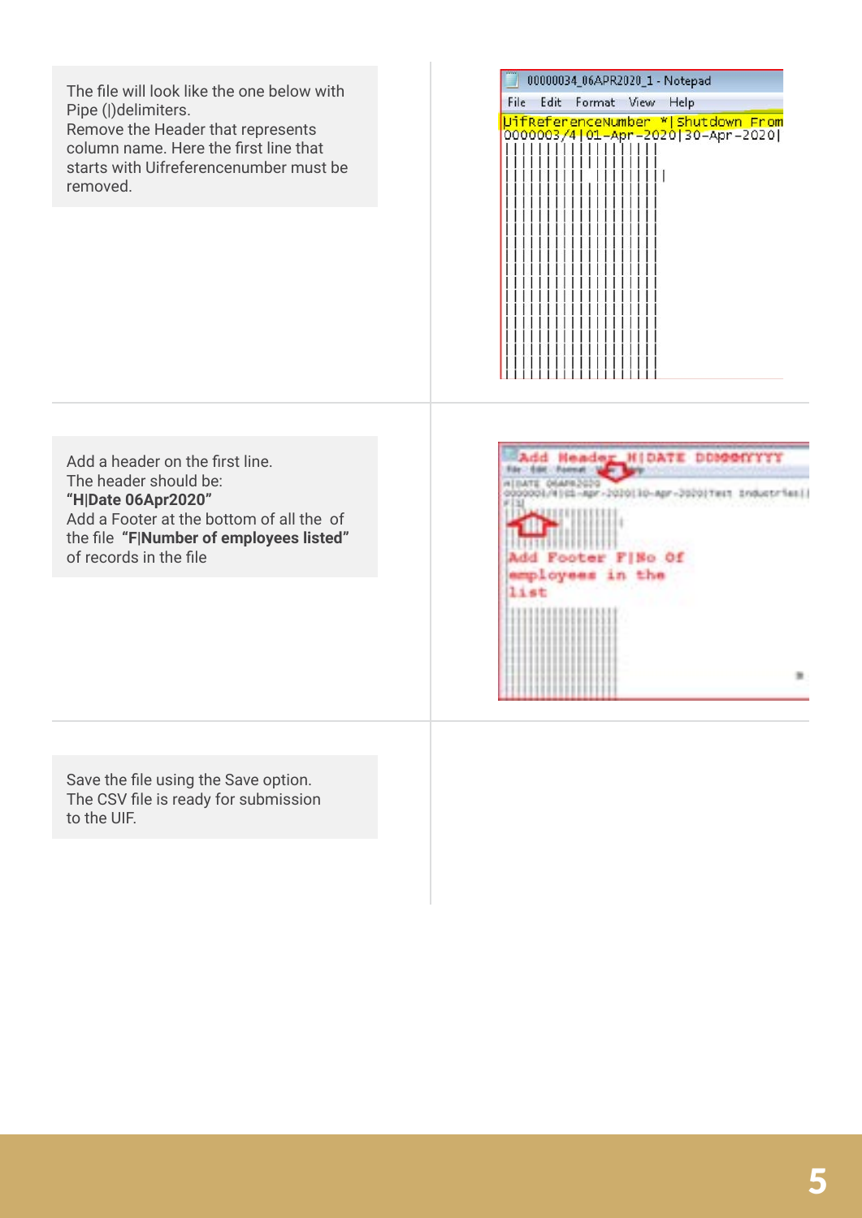The file will look like the one below with Pipe (|)delimiters.
Remove the Header that represents column name. Here the first line that starts with Uifreferencenumber must be removed.

Add a header on the first line.
The header should be:
**"H|Date 06Apr2020"**
Add a Footer at the bottom of all the of the file **"F|Number of employees listed"** of records in the file

Save the file using the Save option.
The CSV file is ready for submission to the UIF.